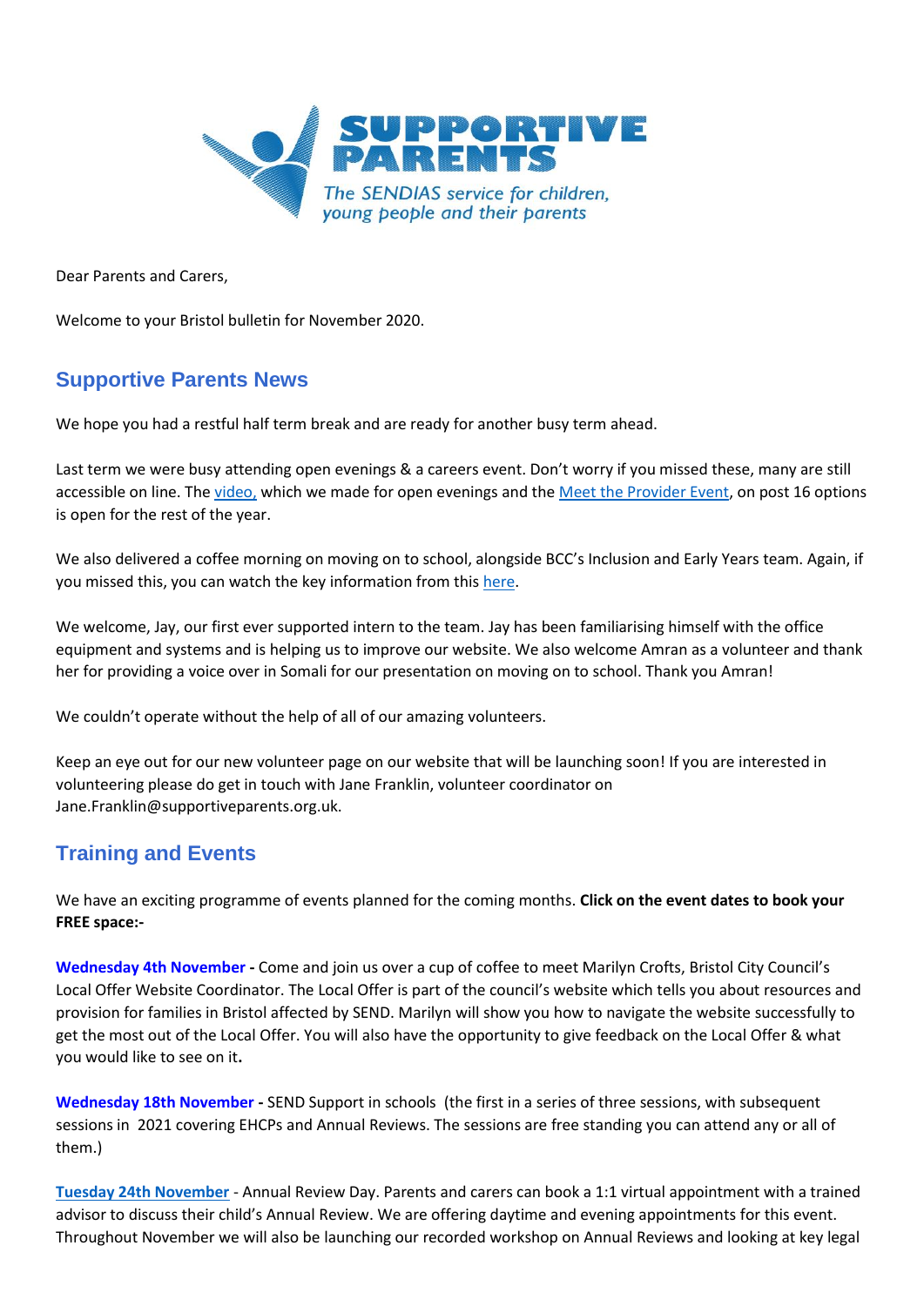# SUPPORTIVE PARENTS

*The SENDIAS service for children, young people and their parents*

Dear Parents and Carers,

Welcome to your Bristol bulletin for November 2020.

## Supportive Parents News

We hope you had a restful half term break and are ready for another busy term ahead.

Last term we were busy attending open evenings & a careers event. Don't worry if you missed these, many are still accessible on line. The video, which we made for open evenings and the Meet the Provider Event, on post 16 options is open for the rest of the year.

We also delivered a coffee morning on moving on to school, alongside BCC's Inclusion and Early Years team. Again, if you missed this, you can watch the key information from this here.

We welcome, Jay, our first ever supported intern to the team. Jay has been familiarising himself with the office equipment and systems and is helping us to improve our website. We also welcome Amran as a volunteer and thank her for providing a voice over in Somali for our presentation on moving on to school. Thank you Amran!

We couldn't operate without the help of all of our amazing volunteers.

Keep an eye out for our new volunteer page on our website that will be launching soon! If you are interested in volunteering please do get in touch with Jane Franklin, volunteer coordinator on Jane.Franklin@supportiveparents.org.uk.

## Training and Events

We have an exciting programme of events planned for the coming months. **Click on the event dates to book your FREE space:-**

**Wednesday 4th November -** Come and join us over a cup of coffee to meet Marilyn Crofts, Bristol City Council's Local Offer Website Coordinator. The Local Offer is part of the council's website which tells you about resources and provision for families in Bristol affected by SEND. Marilyn will show you how to navigate the website successfully to get the most out of the Local Offer. You will also have the opportunity to give feedback on the Local Offer & what you would like to see on it**.**

**Wednesday 18th November -** SEND Support in schools (the first in a series of three sessions, with subsequent sessions in 2021 covering EHCPs and Annual Reviews. The sessions are free standing you can attend any or all of them.)

**Tuesday 24th November** - Annual Review Day. Parents and carers can book a 1:1 virtual appointment with a trained advisor to discuss their child's Annual Review. We are offering daytime and evening appointments for this event. Throughout November we will also be launching our recorded workshop on Annual Reviews and looking at key legal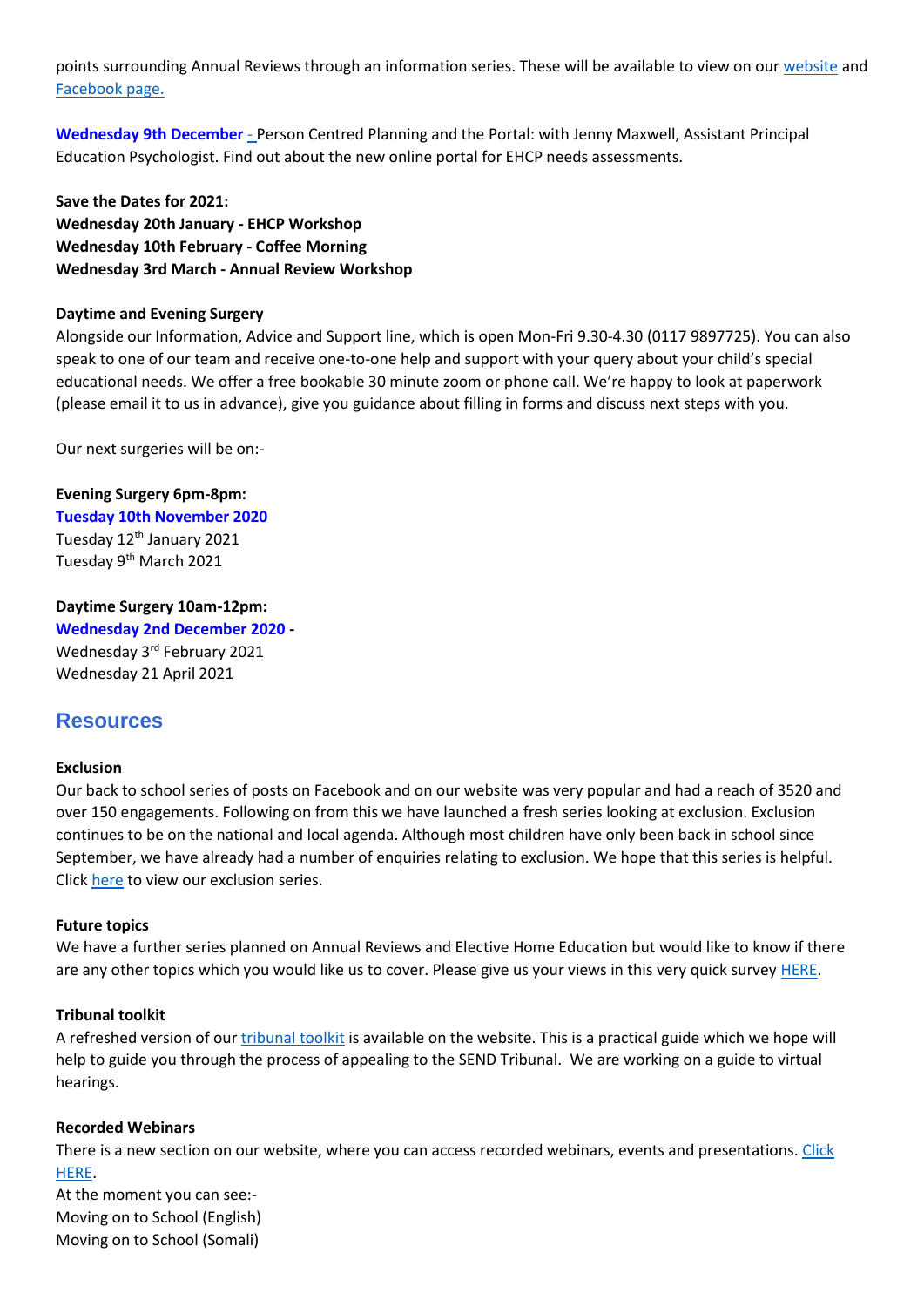points surrounding Annual Reviews through an information series. These will be available to view on our website and Facebook page.

**Wednesday 9th December** - Person Centred Planning and the Portal: with Jenny Maxwell, Assistant Principal Education Psychologist. Find out about the new online portal for EHCP needs assessments.

**Save the Dates for 2021:**
**Wednesday 20th January - EHCP Workshop**
**Wednesday 10th February - Coffee Morning**
**Wednesday 3rd March - Annual Review Workshop**

**Daytime and Evening Surgery**
Alongside our Information, Advice and Support line, which is open Mon-Fri 9.30-4.30 (0117 9897725). You can also speak to one of our team and receive one-to-one help and support with your query about your child's special educational needs. We offer a free bookable 30 minute zoom or phone call. We're happy to look at paperwork (please email it to us in advance), give you guidance about filling in forms and discuss next steps with you.

Our next surgeries will be on:-

**Evening Surgery 6pm-8pm:**
**Tuesday 10th November 2020**
Tuesday 12th January 2021
Tuesday 9th March 2021

**Daytime Surgery 10am-12pm:**
**Wednesday 2nd December 2020 -**
Wednesday 3rd February 2021
Wednesday 21 April 2021

## Resources

**Exclusion**
Our back to school series of posts on Facebook and on our website was very popular and had a reach of 3520 and over 150 engagements. Following on from this we have launched a fresh series looking at exclusion. Exclusion continues to be on the national and local agenda. Although most children have only been back in school since September, we have already had a number of enquiries relating to exclusion. We hope that this series is helpful. Click here to view our exclusion series.

**Future topics**
We have a further series planned on Annual Reviews and Elective Home Education but would like to know if there are any other topics which you would like us to cover. Please give us your views in this very quick survey HERE.

**Tribunal toolkit**
A refreshed version of our tribunal toolkit is available on the website. This is a practical guide which we hope will help to guide you through the process of appealing to the SEND Tribunal. We are working on a guide to virtual hearings.

**Recorded Webinars**
There is a new section on our website, where you can access recorded webinars, events and presentations. Click HERE.
At the moment you can see:-
Moving on to School (English)
Moving on to School (Somali)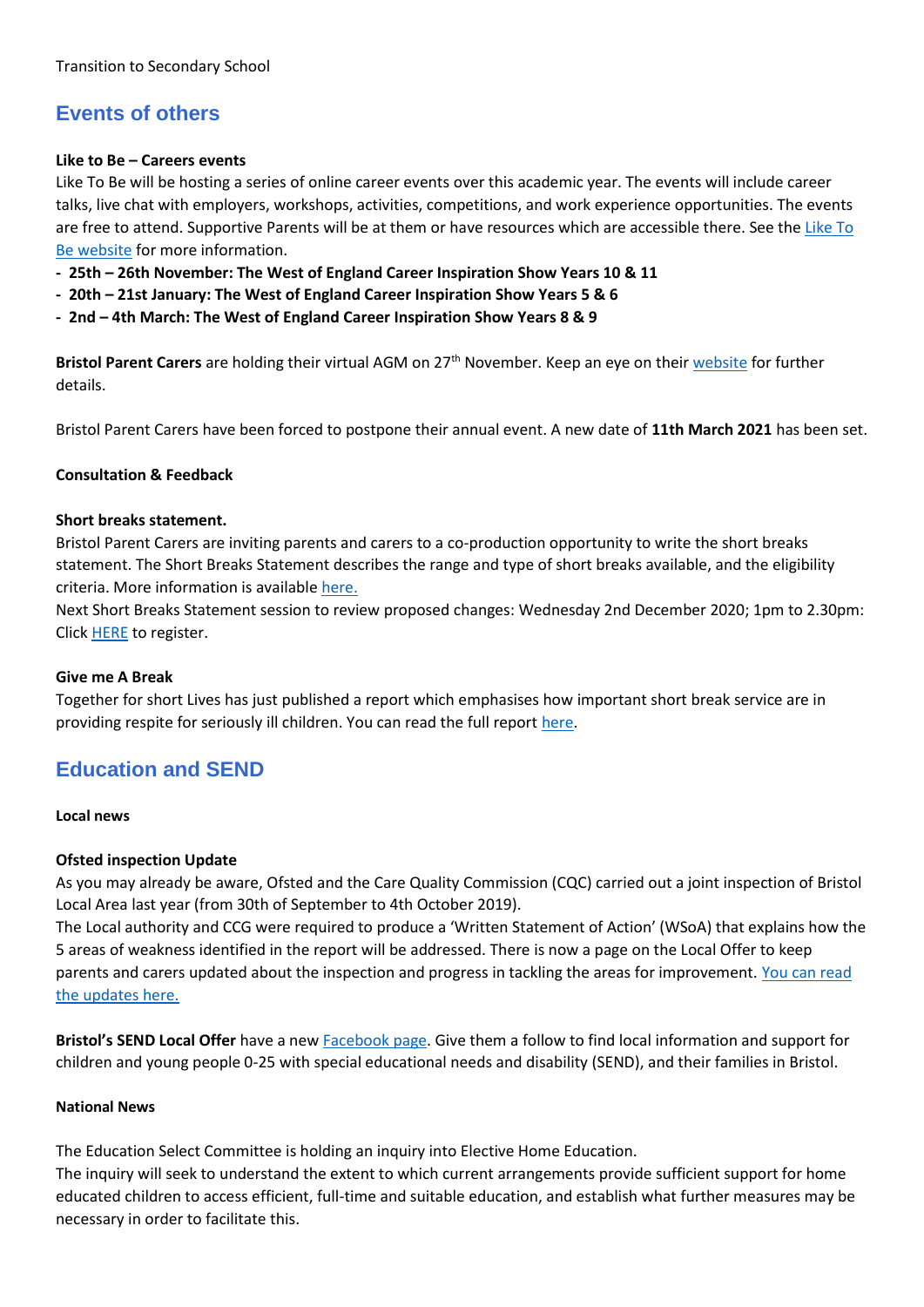Transition to Secondary School

## Events of others

**Like to Be – Careers events**

Like To Be will be hosting a series of online career events over this academic year. The events will include career talks, live chat with employers, workshops, activities, competitions, and work experience opportunities. The events are free to attend. Supportive Parents will be at them or have resources which are accessible there. See the Like To Be website for more information.

- **25th – 26th November: The West of England Career Inspiration Show Years 10 & 11**
- **20th – 21st January: The West of England Career Inspiration Show Years 5 & 6**
- **2nd – 4th March: The West of England Career Inspiration Show Years 8 & 9**

**Bristol Parent Carers** are holding their virtual AGM on 27th November. Keep an eye on their website for further details.

Bristol Parent Carers have been forced to postpone their annual event. A new date of **11th March 2021** has been set.

**Consultation & Feedback**

**Short breaks statement.**

Bristol Parent Carers are inviting parents and carers to a co-production opportunity to write the short breaks statement. The Short Breaks Statement describes the range and type of short breaks available, and the eligibility criteria. More information is available here.

Next Short Breaks Statement session to review proposed changes: Wednesday 2nd December 2020; 1pm to 2.30pm: Click HERE to register.

**Give me A Break**

Together for short Lives has just published a report which emphasises how important short break service are in providing respite for seriously ill children. You can read the full report here.

## Education and SEND

**Local news**

**Ofsted inspection Update**

As you may already be aware, Ofsted and the Care Quality Commission (CQC) carried out a joint inspection of Bristol Local Area last year (from 30th of September to 4th October 2019).

The Local authority and CCG were required to produce a 'Written Statement of Action' (WSoA) that explains how the 5 areas of weakness identified in the report will be addressed. There is now a page on the Local Offer to keep parents and carers updated about the inspection and progress in tackling the areas for improvement. You can read the updates here.

**Bristol's SEND Local Offer** have a new Facebook page. Give them a follow to find local information and support for children and young people 0-25 with special educational needs and disability (SEND), and their families in Bristol.

**National News**

The Education Select Committee is holding an inquiry into Elective Home Education.

The inquiry will seek to understand the extent to which current arrangements provide sufficient support for home educated children to access efficient, full-time and suitable education, and establish what further measures may be necessary in order to facilitate this.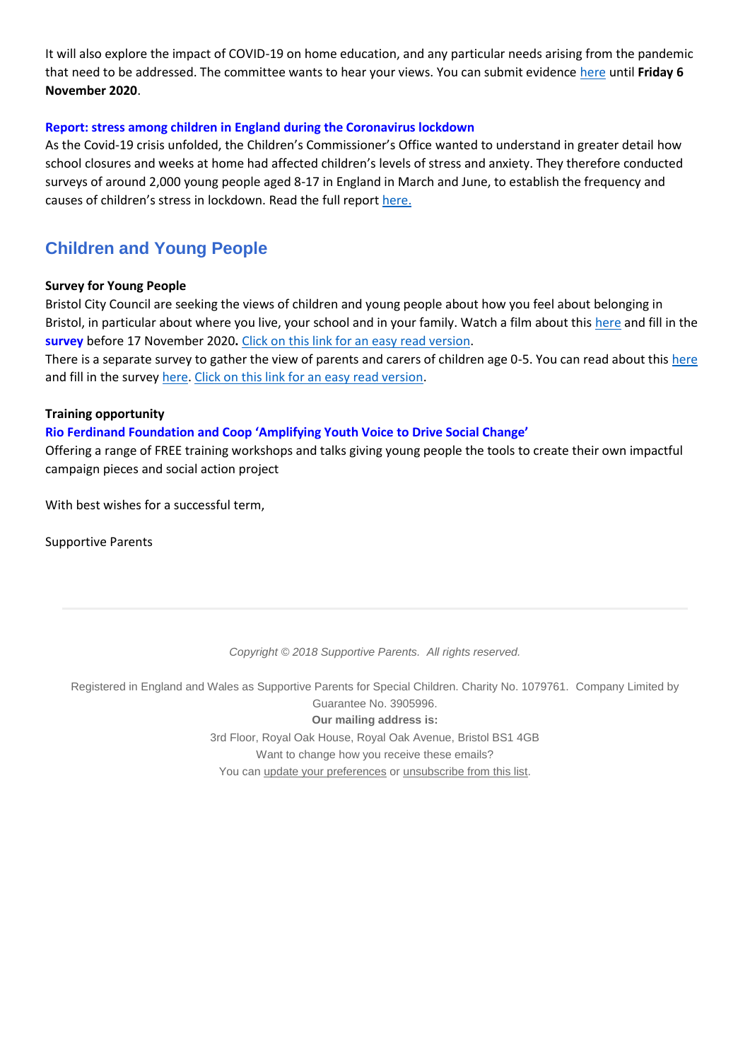It will also explore the impact of COVID-19 on home education, and any particular needs arising from the pandemic that need to be addressed. The committee wants to hear your views. You can submit evidence here until **Friday 6 November 2020**.

**Report: stress among children in England during the Coronavirus lockdown**

As the Covid-19 crisis unfolded, the Children's Commissioner's Office wanted to understand in greater detail how school closures and weeks at home had affected children's levels of stress and anxiety. They therefore conducted surveys of around 2,000 young people aged 8-17 in England in March and June, to establish the frequency and causes of children's stress in lockdown. Read the full report here.

## Children and Young People

**Survey for Young People**

Bristol City Council are seeking the views of children and young people about how you feel about belonging in Bristol, in particular about where you live, your school and in your family. Watch a film about this here and fill in the **survey** before 17 November 2020**.** Click on this link for an easy read version.

There is a separate survey to gather the view of parents and carers of children age 0-5. You can read about this here and fill in the survey here. Click on this link for an easy read version.

**Training opportunity**

**Rio Ferdinand Foundation and Coop 'Amplifying Youth Voice to Drive Social Change'**

Offering a range of FREE training workshops and talks giving young people the tools to create their own impactful campaign pieces and social action project

With best wishes for a successful term,

Supportive Parents

---

*Copyright © 2018 Supportive Parents. All rights reserved.*

Registered in England and Wales as Supportive Parents for Special Children. Charity No. 1079761. Company Limited by Guarantee No. 3905996.

**Our mailing address is:**

3rd Floor, Royal Oak House, Royal Oak Avenue, Bristol BS1 4GB

Want to change how you receive these emails?

You can update your preferences or unsubscribe from this list.